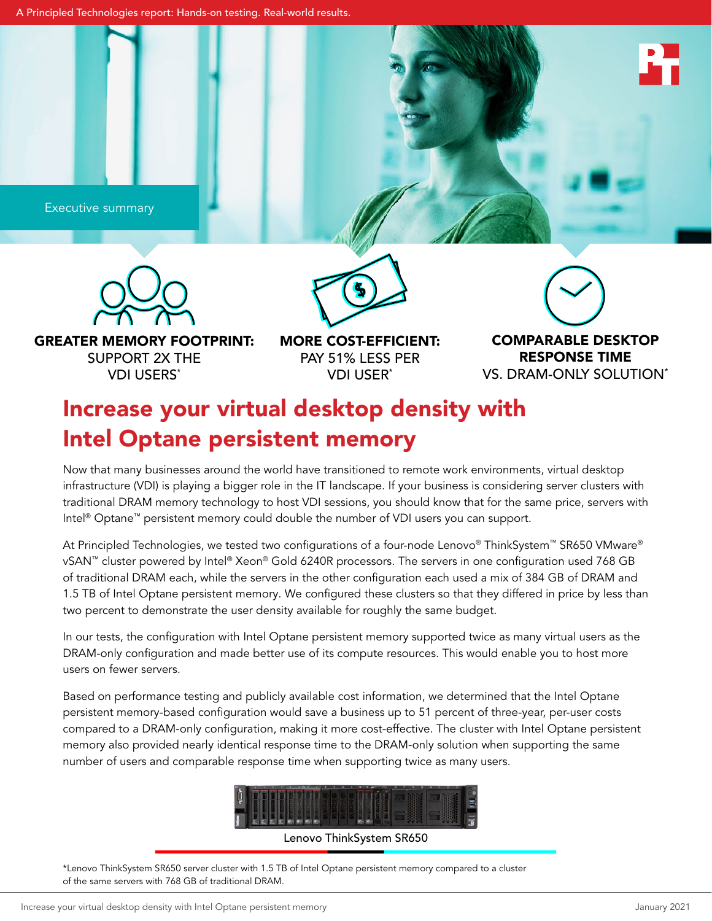A Principled Technologies report: Hands-on testing. Real-world results.

Executive summary

**GREATER MEMORY FOOTPRINT:** SUPPORT 2X THE VDI USERS*

**MORE COST-EFFICIENT:** PAY 51% LESS PER VDI USER*

**COMPARABLE DESKTOP RESPONSE TIME** VS. DRAM-ONLY SOLUTION*

# Increase your virtual desktop density with Intel Optane persistent memory

Now that many businesses around the world have transitioned to remote work environments, virtual desktop infrastructure (VDI) is playing a bigger role in the IT landscape. If your business is considering server clusters with traditional DRAM memory technology to host VDI sessions, you should know that for the same price, servers with Intel® Optane™ persistent memory could double the number of VDI users you can support.

At Principled Technologies, we tested two configurations of a four-node Lenovo® ThinkSystem™ SR650 VMware® vSAN™ cluster powered by Intel® Xeon® Gold 6240R processors. The servers in one configuration used 768 GB of traditional DRAM each, while the servers in the other configuration each used a mix of 384 GB of DRAM and 1.5 TB of Intel Optane persistent memory. We configured these clusters so that they differed in price by less than two percent to demonstrate the user density available for roughly the same budget.

In our tests, the configuration with Intel Optane persistent memory supported twice as many virtual users as the DRAM-only configuration and made better use of its compute resources. This would enable you to host more users on fewer servers.

Based on performance testing and publicly available cost information, we determined that the Intel Optane persistent memory-based configuration would save a business up to 51 percent of three-year, per-user costs compared to a DRAM-only configuration, making it more cost-effective. The cluster with Intel Optane persistent memory also provided nearly identical response time to the DRAM-only solution when supporting the same number of users and comparable response time when supporting twice as many users.

Lenovo ThinkSystem SR650

*Lenovo ThinkSystem SR650 server cluster with 1.5 TB of Intel Optane persistent memory compared to a cluster of the same servers with 768 GB of traditional DRAM.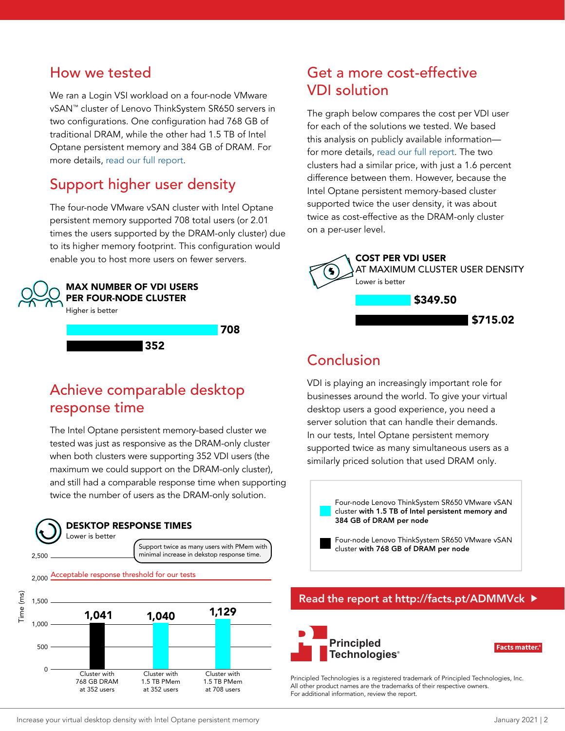## How we tested

We ran a Login VSI workload on a four-node VMware vSAN™ cluster of Lenovo ThinkSystem SR650 servers in two configurations. One configuration had 768 GB of traditional DRAM, while the other had 1.5 TB of Intel Optane persistent memory and 384 GB of DRAM. For more details, read our full report.

## Support higher user density

The four-node VMware vSAN cluster with Intel Optane persistent memory supported 708 total users (or 2.01 times the users supported by the DRAM-only cluster) due to its higher memory footprint. This configuration would enable you to host more users on fewer servers.

**MAX NUMBER OF VDI USERS PER FOUR-NODE CLUSTER**
Higher is better

708
352

## Achieve comparable desktop response time

The Intel Optane persistent memory-based cluster we tested was just as responsive as the DRAM-only cluster when both clusters were supporting 352 VDI users (the maximum we could support on the DRAM-only cluster), and still had a comparable response time when supporting twice the number of users as the DRAM-only solution.

**DESKTOP RESPONSE TIMES**
Lower is better

Support twice as many users with PMem with minimal increase in dekstop response time.

Acceptable response threshold for our tests

Time (ms)
2,500
2,000
1,500
1,000
500
0

1,041
1,040
1,129

Cluster with 768 GB DRAM at 352 users
Cluster with 1.5 TB PMem at 352 users
Cluster with 1.5 TB PMem at 708 users

## Get a more cost-effective VDI solution

The graph below compares the cost per VDI user for each of the solutions we tested. We based this analysis on publicly available information—for more details, read our full report. The two clusters had a similar price, with just a 1.6 percent difference between them. However, because the Intel Optane persistent memory-based cluster supported twice the user density, it was about twice as cost-effective as the DRAM-only cluster on a per-user level.

**COST PER VDI USER**
AT MAXIMUM CLUSTER USER DENSITY
Lower is better

$349.50
$715.02

## Conclusion

VDI is playing an increasingly important role for businesses around the world. To give your virtual desktop users a good experience, you need a server solution that can handle their demands. In our tests, Intel Optane persistent memory supported twice as many simultaneous users as a similarly priced solution that used DRAM only.

Four-node Lenovo ThinkSystem SR650 VMware vSAN cluster **with 1.5 TB of Intel persistent memory and 384 GB of DRAM per node**

Four-node Lenovo ThinkSystem SR650 VMware vSAN cluster **with 768 GB of DRAM per node**

**Read the report at http://facts.pt/ADMMVck ▶**

Principled Technologies®

Facts matter.®

Principled Technologies is a registered trademark of Principled Technologies, Inc.
All other product names are the trademarks of their respective owners.
For additional information, review the report.